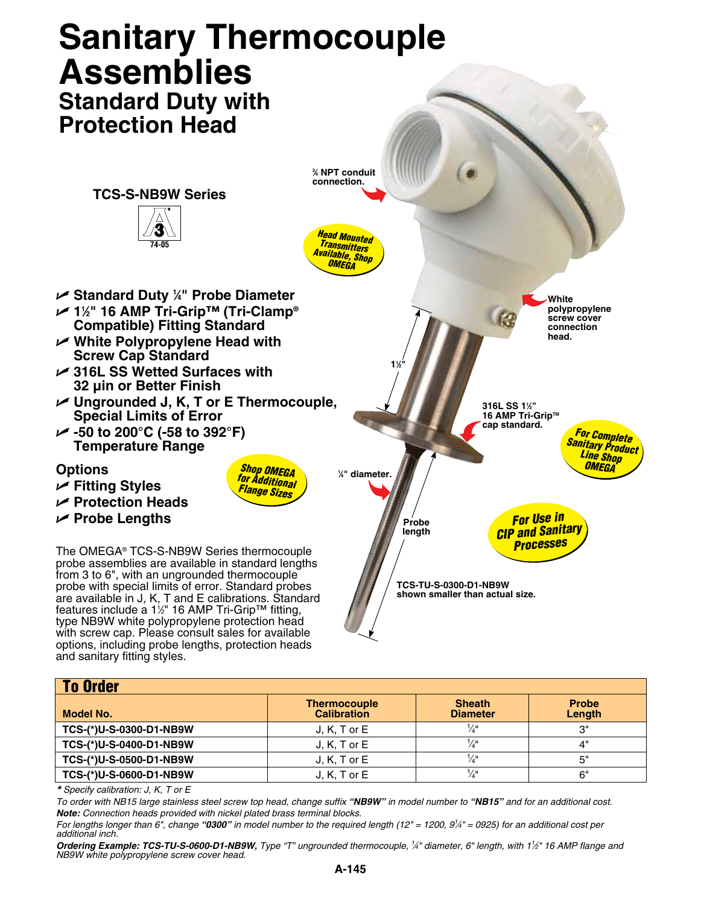# Sanitary Thermocouple Assemblies

## Standard Duty with Protection Head

**TCS-S-NB9W Series**

74-05

¾ NPT conduit connection.

*Head Mounted Transmitters Available, Shop OMEGA*

White polypropylene screw cover connection head.

1½"

316L SS 1½" 16 AMP Tri-Grip™ cap standard.

*For Complete Sanitary Product Line Shop OMEGA*

¼" diameter.

Probe length

*For Use in CIP and Sanitary Processes*

TCS-TU-S-0300-D1-NB9W shown smaller than actual size.

- Standard Duty ¼" Probe Diameter
- 1½" 16 AMP Tri-Grip™ (Tri-Clamp® Compatible) Fitting Standard
- White Polypropylene Head with Screw Cap Standard
- 316L SS Wetted Surfaces with 32 µin or Better Finish
- Ungrounded J, K, T or E Thermocouple, Special Limits of Error
- -50 to 200°C (-58 to 392°F) Temperature Range

**Options**

- Fitting Styles
- Protection Heads
- Probe Lengths

*Shop OMEGA for Additional Flange Sizes*

The OMEGA® TCS-S-NB9W Series thermocouple probe assemblies are available in standard lengths from 3 to 6", with an ungrounded thermocouple probe with special limits of error. Standard probes are available in J, K, T and E calibrations. Standard features include a 1½" 16 AMP Tri-Grip™ fitting, type NB9W white polypropylene protection head with screw cap. Please consult sales for available options, including probe lengths, protection heads and sanitary fitting styles.

## To Order

| Model No. | Thermocouple Calibration | Sheath Diameter | Probe Length |
|---|---|---|---|
| TCS-(*)U-S-0300-D1-NB9W | J, K, T or E | ¼" | 3" |
| TCS-(*)U-S-0400-D1-NB9W | J, K, T or E | ¼" | 4" |
| TCS-(*)U-S-0500-D1-NB9W | J, K, T or E | ¼" | 5" |
| TCS-(*)U-S-0600-D1-NB9W | J, K, T or E | ¼" | 6" |

*\* Specify calibration: J, K, T or E*

*To order with NB15 large stainless steel screw top head, change suffix **"NB9W"** in model number to **"NB15"** and for an additional cost.*

***Note:** Connection heads provided with nickel plated brass terminal blocks.*

*For lengths longer than 6", change **"0300"** in model number to the required length (12" = 1200, 9¼" = 0925) for an additional cost per additional inch.*

***Ordering Example: TCS-TU-S-0600-D1-NB9W,** Type "T" ungrounded thermocouple, ¼" diameter, 6" length, with 1½" 16 AMP flange and NB9W white polypropylene screw cover head.*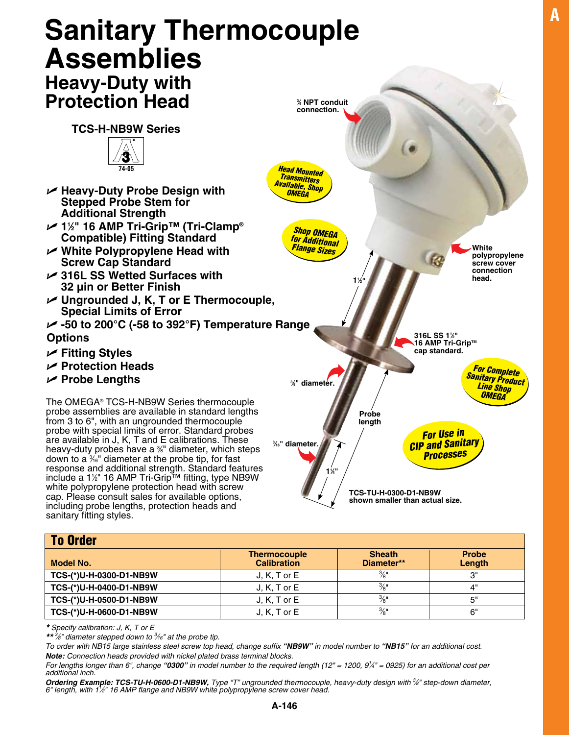# Sanitary Thermocouple Assemblies

## Heavy-Duty with Protection Head

**TCS-H-NB9W Series**

74-05

- **Heavy-Duty Probe Design with Stepped Probe Stem for Additional Strength**
- **1½" 16 AMP Tri-Grip™ (Tri-Clamp® Compatible) Fitting Standard**
- **White Polypropylene Head with Screw Cap Standard**
- **316L SS Wetted Surfaces with 32 µin or Better Finish**
- **Ungrounded J, K, T or E Thermocouple, Special Limits of Error**
- **-50 to 200°C (-58 to 392°F) Temperature Range**

**Options**

- **Fitting Styles**
- **Protection Heads**
- **Probe Lengths**

The OMEGA® TCS-H-NB9W Series thermocouple probe assemblies are available in standard lengths from 3 to 6", with an ungrounded thermocouple probe with special limits of error. Standard probes are available in J, K, T and E calibrations. These heavy-duty probes have a ⅜" diameter, which steps down to a ³⁄₁₆" diameter at the probe tip, for fast response and additional strength. Standard features include a 1½" 16 AMP Tri-Grip™ fitting, type NB9W white polypropylene protection head with screw cap. Please consult sales for available options, including probe lengths, protection heads and sanitary fitting styles.

¾ NPT conduit connection.

*Head Mounted Transmitters Available, Shop OMEGA*

*Shop OMEGA for Additional Flange Sizes*

White polypropylene screw cover connection head.

1½"

316L SS 1½" 16 AMP Tri-Grip™ cap standard.

⅜" diameter.

*For Complete Sanitary Product Line Shop OMEGA*

Probe length

³⁄₁₆" diameter.

*For Use in CIP and Sanitary Processes*

1¼"

TCS-TU-H-0300-D1-NB9W shown smaller than actual size.

## To Order

| Model No. | Thermocouple Calibration | Sheath Diameter** | Probe Length |
|---|---|---|---|
| TCS-(*)U-H-0300-D1-NB9W | J, K, T or E | ⅜" | 3" |
| TCS-(*)U-H-0400-D1-NB9W | J, K, T or E | ⅜" | 4" |
| TCS-(*)U-H-0500-D1-NB9W | J, K, T or E | ⅜" | 5" |
| TCS-(*)U-H-0600-D1-NB9W | J, K, T or E | ⅜" | 6" |

*\* Specify calibration: J, K, T or E*

*\*\* ⅜" diameter stepped down to ³⁄₁₆" at the probe tip.*

*To order with NB15 large stainless steel screw top head, change suffix **"NB9W"** in model number to **"NB15"** for an additional cost.*

***Note:** Connection heads provided with nickel plated brass terminal blocks.*

*For lengths longer than 6", change **"0300"** in model number to the required length (12" = 1200, 9¼" = 0925) for an additional cost per additional inch.*

***Ordering Example: TCS-TU-H-0600-D1-NB9W,** Type "T" ungrounded thermocouple, heavy-duty design with ⅜" step-down diameter, 6" length, with 1½" 16 AMP flange and NB9W white polypropylene screw cover head.*